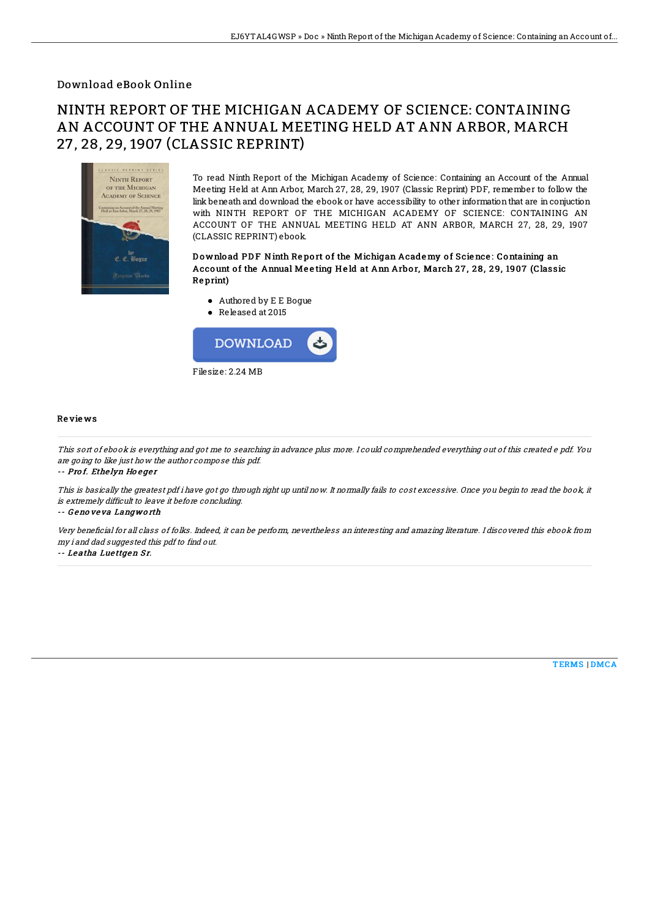Download eBook Online

# NINTH REPORT OF THE MICHIGAN ACADEMY OF SCIENCE: CONTAINING AN ACCOUNT OF THE ANNUAL MEETING HELD AT ANN ARBOR, MARCH 27, 28, 29, 1907 (CLASSIC REPRINT)

To read Ninth Report of the Michigan Academy of Science: Containing an Account of the Annual Meeting Held at Ann Arbor, March 27, 28, 29, 1907 (Classic Reprint) PDF, remember to follow the link beneath and download the ebook or have accessibility to other information that are in conjuction with NINTH REPORT OF THE MICHIGAN ACADEMY OF SCIENCE: CONTAINING AN ACCOUNT OF THE ANNUAL MEETING HELD AT ANN ARBOR, MARCH 27, 28, 29, 1907 (CLASSIC REPRINT) ebook.

**Download PDF Ninth Report of the Michigan Academy of Science: Containing an Account of the Annual Meeting Held at Ann Arbor, March 27, 28, 29, 1907 (Classic Reprint)**

- Authored by E E Bogue
- Released at 2015

DOWNLOAD

Filesize: 2.24 MB

### Reviews

*This sort of ebook is everything and got me to searching in advance plus more. I could comprehended everything out of this created e pdf. You are going to like just how the author compose this pdf.*

-- *Prof. Ethelyn Hoeger*

*This is basically the greatest pdf i have got go through right up until now. It normally fails to cost excessive. Once you begin to read the book, it is extremely difficult to leave it before concluding.*

-- *Genoveva Langworth*

*Very beneficial for all class of folks. Indeed, it can be perform, nevertheless an interesting and amazing literature. I discovered this ebook from my i and dad suggested this pdf to find out.*

-- *Leatha Luettgen Sr.*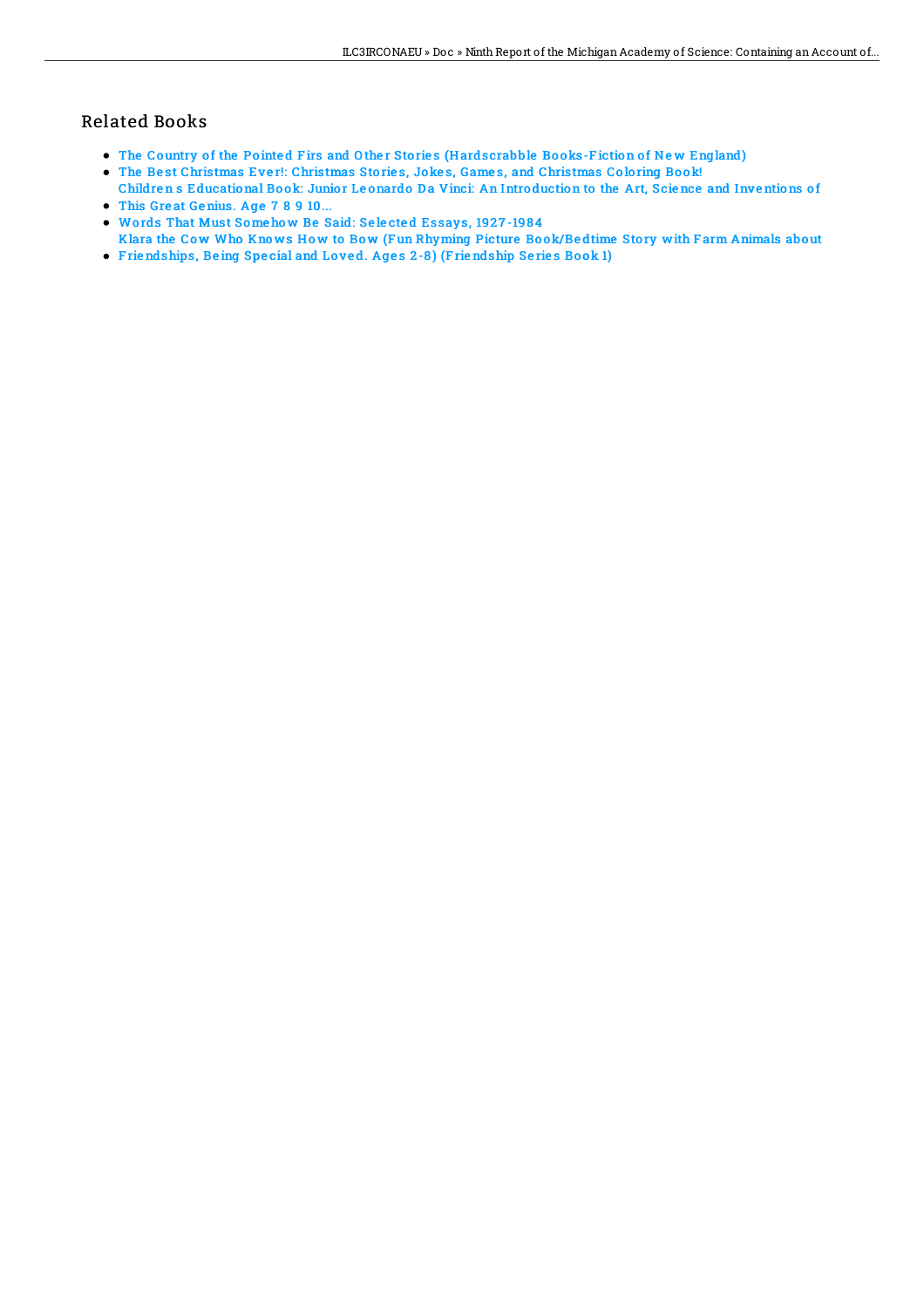## Related Books

- The Country of the Pointed Firs and Other Stories (Hardscrabble Books-Fiction of New England)
- The Best Christmas Ever!: Christmas Stories, Jokes, Games, and Christmas Coloring Book!
- Children s Educational Book: Junior Leonardo Da Vinci: An Introduction to the Art, Science and Inventions of This Great Genius. Age 7 8 9 10...
- Words That Must Somehow Be Said: Selected Essays, 1927-1984
- Klara the Cow Who Knows How to Bow (Fun Rhyming Picture Book/Bedtime Story with Farm Animals about Friendships, Being Special and Loved. Ages 2-8) (Friendship Series Book 1)